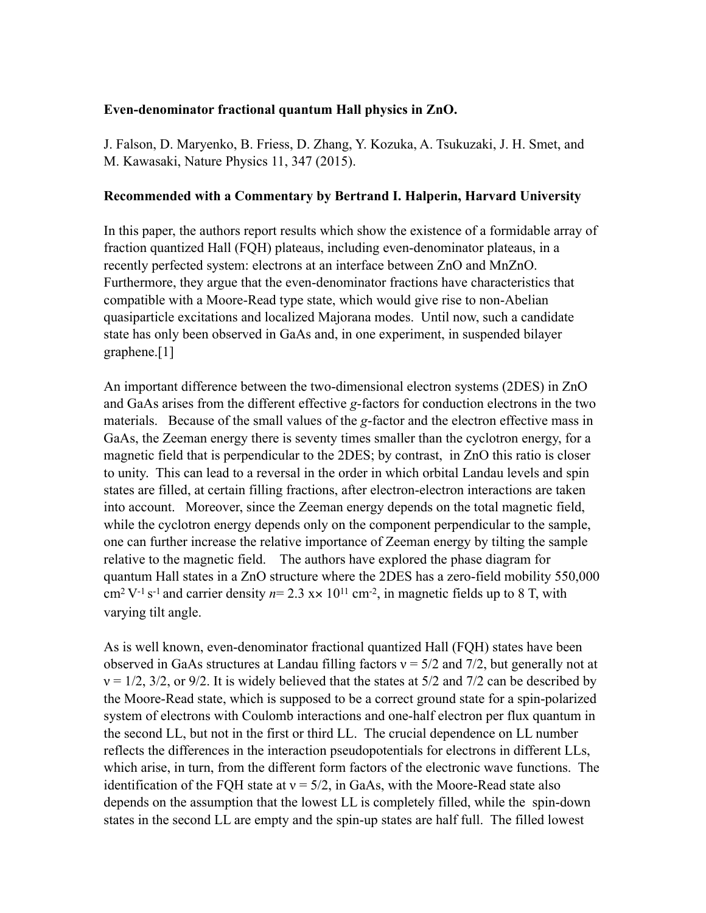**Even-denominator fractional quantum Hall physics in ZnO.**

J. Falson, D. Maryenko, B. Friess, D. Zhang, Y. Kozuka, A. Tsukuzaki, J. H. Smet, and M. Kawasaki, Nature Physics 11, 347 (2015).

**Recommended with a Commentary by Bertrand I. Halperin, Harvard University**

In this paper, the authors report results which show the existence of a formidable array of fraction quantized Hall (FQH) plateaus, including even-denominator plateaus, in a recently perfected system: electrons at an interface between ZnO and MnZnO. Furthermore, they argue that the even-denominator fractions have characteristics that compatible with a Moore-Read type state, which would give rise to non-Abelian quasiparticle excitations and localized Majorana modes. Until now, such a candidate state has only been observed in GaAs and, in one experiment, in suspended bilayer graphene.[1]

An important difference between the two-dimensional electron systems (2DES) in ZnO and GaAs arises from the different effective *g*-factors for conduction electrons in the two materials. Because of the small values of the *g*-factor and the electron effective mass in GaAs, the Zeeman energy there is seventy times smaller than the cyclotron energy, for a magnetic field that is perpendicular to the 2DES; by contrast, in ZnO this ratio is closer to unity. This can lead to a reversal in the order in which orbital Landau levels and spin states are filled, at certain filling fractions, after electron-electron interactions are taken into account. Moreover, since the Zeeman energy depends on the total magnetic field, while the cyclotron energy depends only on the component perpendicular to the sample, one can further increase the relative importance of Zeeman energy by tilting the sample relative to the magnetic field. The authors have explored the phase diagram for quantum Hall states in a ZnO structure where the 2DES has a zero-field mobility 550,000 $cm^2 V^{-1} s^{-1}$ and carrier density $n = 2.3 \times 10^{11}$ $cm^{-2}$, in magnetic fields up to 8 T, with varying tilt angle.

As is well known, even-denominator fractional quantized Hall (FQH) states have been observed in GaAs structures at Landau filling factors $\nu = 5/2$ and $7/2$, but generally not at $\nu = 1/2$, $3/2$, or $9/2$. It is widely believed that the states at 5/2 and 7/2 can be described by the Moore-Read state, which is supposed to be a correct ground state for a spin-polarized system of electrons with Coulomb interactions and one-half electron per flux quantum in the second LL, but not in the first or third LL. The crucial dependence on LL number reflects the differences in the interaction pseudopotentials for electrons in different LLs, which arise, in turn, from the different form factors of the electronic wave functions. The identification of the FQH state at $\nu = 5/2$, in GaAs, with the Moore-Read state also depends on the assumption that the lowest LL is completely filled, while the spin-down states in the second LL are empty and the spin-up states are half full. The filled lowest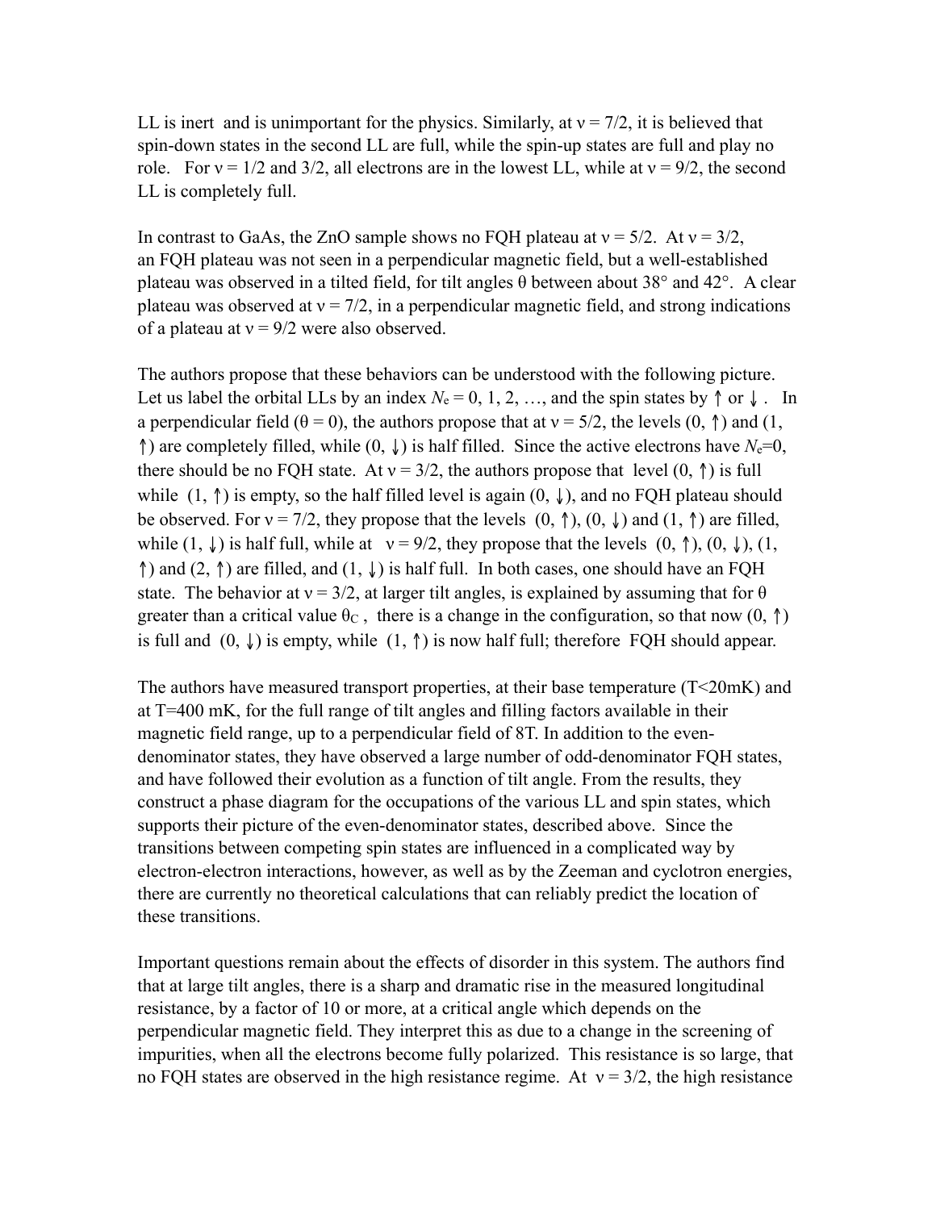LL is inert and is unimportant for the physics. Similarly, at ν = 7/2, it is believed that spin-down states in the second LL are full, while the spin-up states are full and play no role. For ν = 1/2 and 3/2, all electrons are in the lowest LL, while at ν = 9/2, the second LL is completely full.

In contrast to GaAs, the ZnO sample shows no FQH plateau at ν = 5/2. At ν = 3/2, an FQH plateau was not seen in a perpendicular magnetic field, but a well-established plateau was observed in a tilted field, for tilt angles θ between about 38° and 42°. A clear plateau was observed at ν = 7/2, in a perpendicular magnetic field, and strong indications of a plateau at ν = 9/2 were also observed.

The authors propose that these behaviors can be understood with the following picture. Let us label the orbital LLs by an index $N_e$ = 0, 1, 2, …, and the spin states by ↑ or ↓ . In a perpendicular field (θ = 0), the authors propose that at ν = 5/2, the levels (0, ↑) and (1, ↑) are completely filled, while (0, ↓) is half filled. Since the active electrons have $N_e$=0, there should be no FQH state. At ν = 3/2, the authors propose that level (0, ↑) is full while (1, ↑) is empty, so the half filled level is again (0, ↓), and no FQH plateau should be observed. For ν = 7/2, they propose that the levels (0, ↑), (0, ↓) and (1, ↑) are filled, while (1, ↓) is half full, while at ν = 9/2, they propose that the levels (0, ↑), (0, ↓), (1, ↑) and (2, ↑) are filled, and (1, ↓) is half full. In both cases, one should have an FQH state. The behavior at ν = 3/2, at larger tilt angles, is explained by assuming that for θ greater than a critical value $\theta_C$ , there is a change in the configuration, so that now (0, ↑) is full and (0, ↓) is empty, while (1, ↑) is now half full; therefore FQH should appear.

The authors have measured transport properties, at their base temperature (T<20mK) and at T=400 mK, for the full range of tilt angles and filling factors available in their magnetic field range, up to a perpendicular field of 8T. In addition to the even-denominator states, they have observed a large number of odd-denominator FQH states, and have followed their evolution as a function of tilt angle. From the results, they construct a phase diagram for the occupations of the various LL and spin states, which supports their picture of the even-denominator states, described above. Since the transitions between competing spin states are influenced in a complicated way by electron-electron interactions, however, as well as by the Zeeman and cyclotron energies, there are currently no theoretical calculations that can reliably predict the location of these transitions.

Important questions remain about the effects of disorder in this system. The authors find that at large tilt angles, there is a sharp and dramatic rise in the measured longitudinal resistance, by a factor of 10 or more, at a critical angle which depends on the perpendicular magnetic field. They interpret this as due to a change in the screening of impurities, when all the electrons become fully polarized. This resistance is so large, that no FQH states are observed in the high resistance regime. At ν = 3/2, the high resistance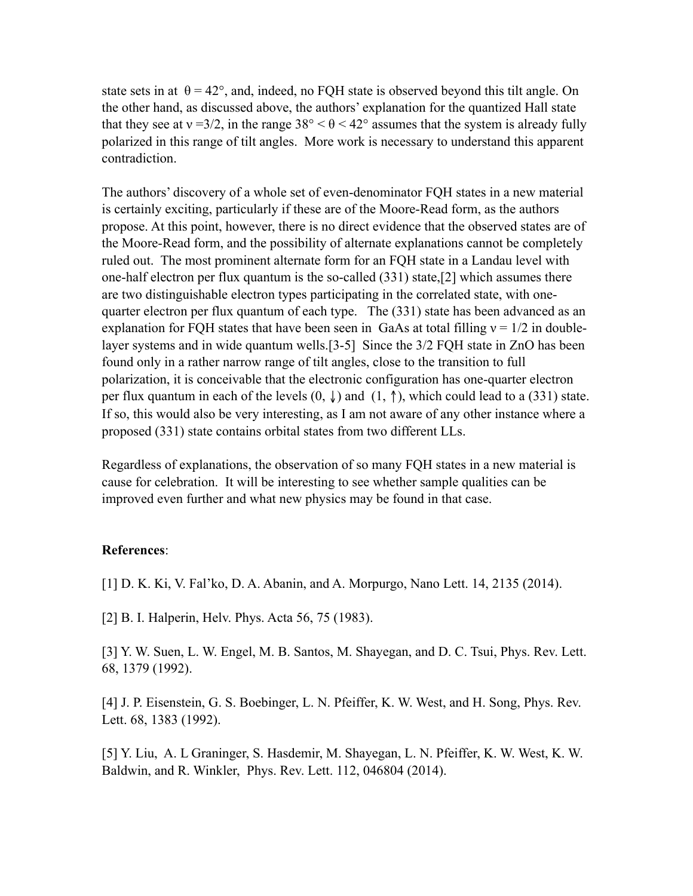state sets in at $\theta = 42°$, and, indeed, no FQH state is observed beyond this tilt angle. On the other hand, as discussed above, the authors' explanation for the quantized Hall state that they see at $\nu = 3/2$, in the range $38° < \theta < 42°$ assumes that the system is already fully polarized in this range of tilt angles. More work is necessary to understand this apparent contradiction.

The authors' discovery of a whole set of even-denominator FQH states in a new material is certainly exciting, particularly if these are of the Moore-Read form, as the authors propose. At this point, however, there is no direct evidence that the observed states are of the Moore-Read form, and the possibility of alternate explanations cannot be completely ruled out. The most prominent alternate form for an FQH state in a Landau level with one-half electron per flux quantum is the so-called (331) state,[2] which assumes there are two distinguishable electron types participating in the correlated state, with one-quarter electron per flux quantum of each type. The (331) state has been advanced as an explanation for FQH states that have been seen in GaAs at total filling $\nu = 1/2$ in double-layer systems and in wide quantum wells.[3-5] Since the 3/2 FQH state in ZnO has been found only in a rather narrow range of tilt angles, close to the transition to full polarization, it is conceivable that the electronic configuration has one-quarter electron per flux quantum in each of the levels $(0, \downarrow)$ and $(1, \uparrow)$, which could lead to a (331) state. If so, this would also be very interesting, as I am not aware of any other instance where a proposed (331) state contains orbital states from two different LLs.

Regardless of explanations, the observation of so many FQH states in a new material is cause for celebration. It will be interesting to see whether sample qualities can be improved even further and what new physics may be found in that case.

**References**:

[1] D. K. Ki, V. Fal'ko, D. A. Abanin, and A. Morpurgo, Nano Lett. 14, 2135 (2014).

[2] B. I. Halperin, Helv. Phys. Acta 56, 75 (1983).

[3] Y. W. Suen, L. W. Engel, M. B. Santos, M. Shayegan, and D. C. Tsui, Phys. Rev. Lett. 68, 1379 (1992).

[4] J. P. Eisenstein, G. S. Boebinger, L. N. Pfeiffer, K. W. West, and H. Song, Phys. Rev. Lett. 68, 1383 (1992).

[5] Y. Liu, A. L Graninger, S. Hasdemir, M. Shayegan, L. N. Pfeiffer, K. W. West, K. W. Baldwin, and R. Winkler, Phys. Rev. Lett. 112, 046804 (2014).